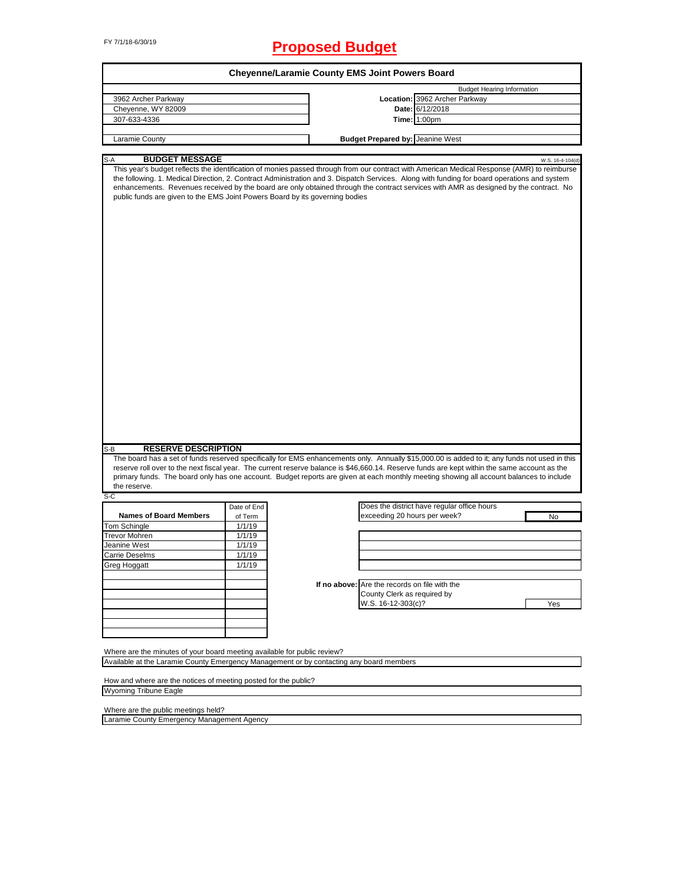FY 7/1/18-6/30/19

# Proposed Budget

## Cheyenne/Laramie County EMS Joint Powers Board

| | | |
|---|---|---|
| 3962 Archer Parkway | | Budget Hearing Information |
| Cheyenne, WY 82009 | **Location:** | 3962 Archer Parkway |
| 307-633-4336 | **Date:** | 6/12/2018 |
| | **Time:** | 1:00pm |
| Laramie County | **Budget Prepared by:** | Jeanine West |

S-A **BUDGET MESSAGE** W.S. 16-4-104(d)

This year's budget reflects the identification of monies passed through from our contract with American Medical Response (AMR) to reimburse the following. 1. Medical Direction, 2. Contract Administration and 3. Dispatch Services. Along with funding for board operations and system enhancements. Revenues received by the board are only obtained through the contract services with AMR as designed by the contract. No public funds are given to the EMS Joint Powers Board by its governing bodies

S-B **RESERVE DESCRIPTION**

The board has a set of funds reserved specifically for EMS enhancements only. Annually $15,000.00 is added to it; any funds not used in this reserve roll over to the next fiscal year. The current reserve balance is $46,660.14. Reserve funds are kept within the same account as the primary funds. The board only has one account. Budget reports are given at each monthly meeting showing all account balances to include the reserve.

S-C

| Names of Board Members | Date of End of Term |
|---|---|
| Tom Schingle | 1/1/19 |
| Trevor Mohren | 1/1/19 |
| Jeanine West | 1/1/19 |
| Carrie Deselms | 1/1/19 |
| Greg Hoggatt | 1/1/19 |

Does the district have regular office hours exceeding 20 hours per week? **No**

**If no above:** Are the records on file with the County Clerk as required by W.S. 16-12-303(c)? **Yes**

Where are the minutes of your board meeting available for public review?
Available at the Laramie County Emergency Management or by contacting any board members

How and where are the notices of meeting posted for the public?
Wyoming Tribune Eagle

Where are the public meetings held?
Laramie County Emergency Management Agency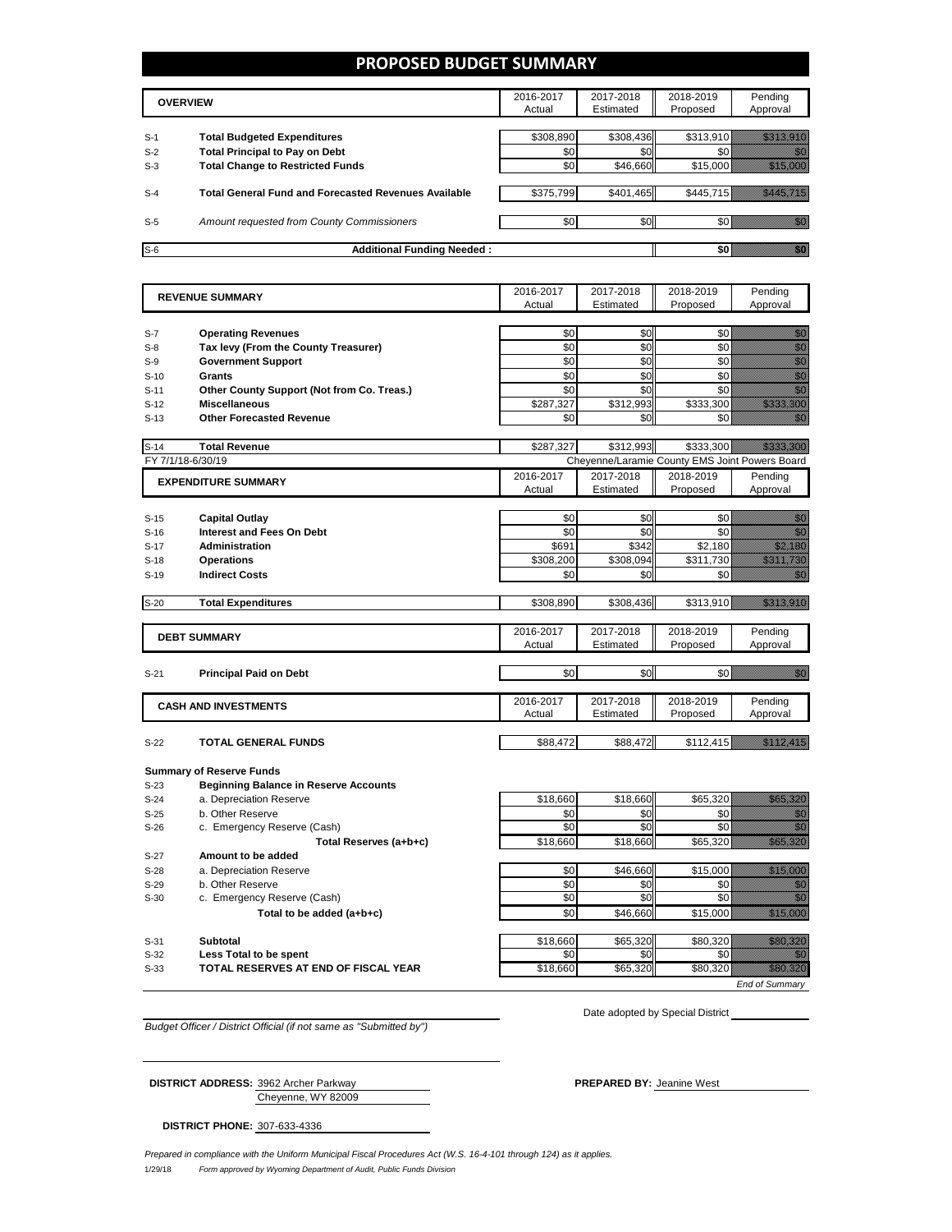# PROPOSED BUDGET SUMMARY

| | OVERVIEW | 2016-2017 Actual | 2017-2018 Estimated | 2018-2019 Proposed | Pending Approval |
|---|---|---|---|---|---|
| S-1 | **Total Budgeted Expenditures** | $308,890 | $308,436 | $313,910 | $313,910 |
| S-2 | **Total Principal to Pay on Debt** | $0 | $0 | $0 | $0 |
| S-3 | **Total Change to Restricted Funds** | $0 | $46,660 | $15,000 | $15,000 |
| S-4 | **Total General Fund and Forecasted Revenues Available** | $375,799 | $401,465 | $445,715 | $445,715 |
| S-5 | *Amount requested from County Commissioners* | $0 | $0 | $0 | $0 |
| S-6 | **Additional Funding Needed :** | | | **$0** | $0 |

| | REVENUE SUMMARY | 2016-2017 Actual | 2017-2018 Estimated | 2018-2019 Proposed | Pending Approval |
|---|---|---|---|---|---|
| S-7 | **Operating Revenues** | $0 | $0 | $0 | $0 |
| S-8 | **Tax levy (From the County Treasurer)** | $0 | $0 | $0 | $0 |
| S-9 | **Government Support** | $0 | $0 | $0 | $0 |
| S-10 | **Grants** | $0 | $0 | $0 | $0 |
| S-11 | **Other County Support (Not from Co. Treas.)** | $0 | $0 | $0 | $0 |
| S-12 | **Miscellaneous** | $287,327 | $312,993 | $333,300 | $333,300 |
| S-13 | **Other Forecasted Revenue** | $0 | $0 | $0 | $0 |
| S-14 | **Total Revenue** | $287,327 | $312,993 | $333,300 | $333,300 |

FY 7/1/18-6/30/19 — Cheyenne/Laramie County EMS Joint Powers Board

| | EXPENDITURE SUMMARY | 2016-2017 Actual | 2017-2018 Estimated | 2018-2019 Proposed | Pending Approval |
|---|---|---|---|---|---|
| S-15 | **Capital Outlay** | $0 | $0 | $0 | $0 |
| S-16 | **Interest and Fees On Debt** | $0 | $0 | $0 | $0 |
| S-17 | **Administration** | $691 | $342 | $2,180 | $2,180 |
| S-18 | **Operations** | $308,200 | $308,094 | $311,730 | $311,730 |
| S-19 | **Indirect Costs** | $0 | $0 | $0 | $0 |
| S-20 | **Total Expenditures** | $308,890 | $308,436 | $313,910 | $313,910 |

| | DEBT SUMMARY | 2016-2017 Actual | 2017-2018 Estimated | 2018-2019 Proposed | Pending Approval |
|---|---|---|---|---|---|
| S-21 | **Principal Paid on Debt** | $0 | $0 | $0 | $0 |

| | CASH AND INVESTMENTS | 2016-2017 Actual | 2017-2018 Estimated | 2018-2019 Proposed | Pending Approval |
|---|---|---|---|---|---|
| S-22 | **TOTAL GENERAL FUNDS** | $88,472 | $88,472 | $112,415 | $112,415 |
| | **Summary of Reserve Funds** | | | | |
| S-23 | **Beginning Balance in Reserve Accounts** | | | | |
| S-24 | a. Depreciation Reserve | $18,660 | $18,660 | $65,320 | $65,320 |
| S-25 | b. Other Reserve | $0 | $0 | $0 | $0 |
| S-26 | c. Emergency Reserve (Cash) | $0 | $0 | $0 | $0 |
| | **Total Reserves (a+b+c)** | $18,660 | $18,660 | $65,320 | $65,320 |
| S-27 | **Amount to be added** | | | | |
| S-28 | a. Depreciation Reserve | $0 | $46,660 | $15,000 | $15,000 |
| S-29 | b. Other Reserve | $0 | $0 | $0 | $0 |
| S-30 | c. Emergency Reserve (Cash) | $0 | $0 | $0 | $0 |
| | **Total to be added (a+b+c)** | $0 | $46,660 | $15,000 | $15,000 |
| S-31 | **Subtotal** | $18,660 | $65,320 | $80,320 | $80,320 |
| S-32 | **Less Total to be spent** | $0 | $0 | $0 | $0 |
| S-33 | **TOTAL RESERVES AT END OF FISCAL YEAR** | $18,660 | $65,320 | $80,320 | $80,320 |

*End of Summary*

*Budget Officer / District Official (if not same as "Submitted by")*

Date adopted by Special District

**DISTRICT ADDRESS:** 3962 Archer Parkway
Cheyenne, WY 82009

**PREPARED BY:** Jeanine West

**DISTRICT PHONE:** 307-633-4336

*Prepared in compliance with the Uniform Municipal Fiscal Procedures Act (W.S. 16-4-101 through 124) as it applies.*

1/29/18 *Form approved by Wyoming Department of Audit, Public Funds Division*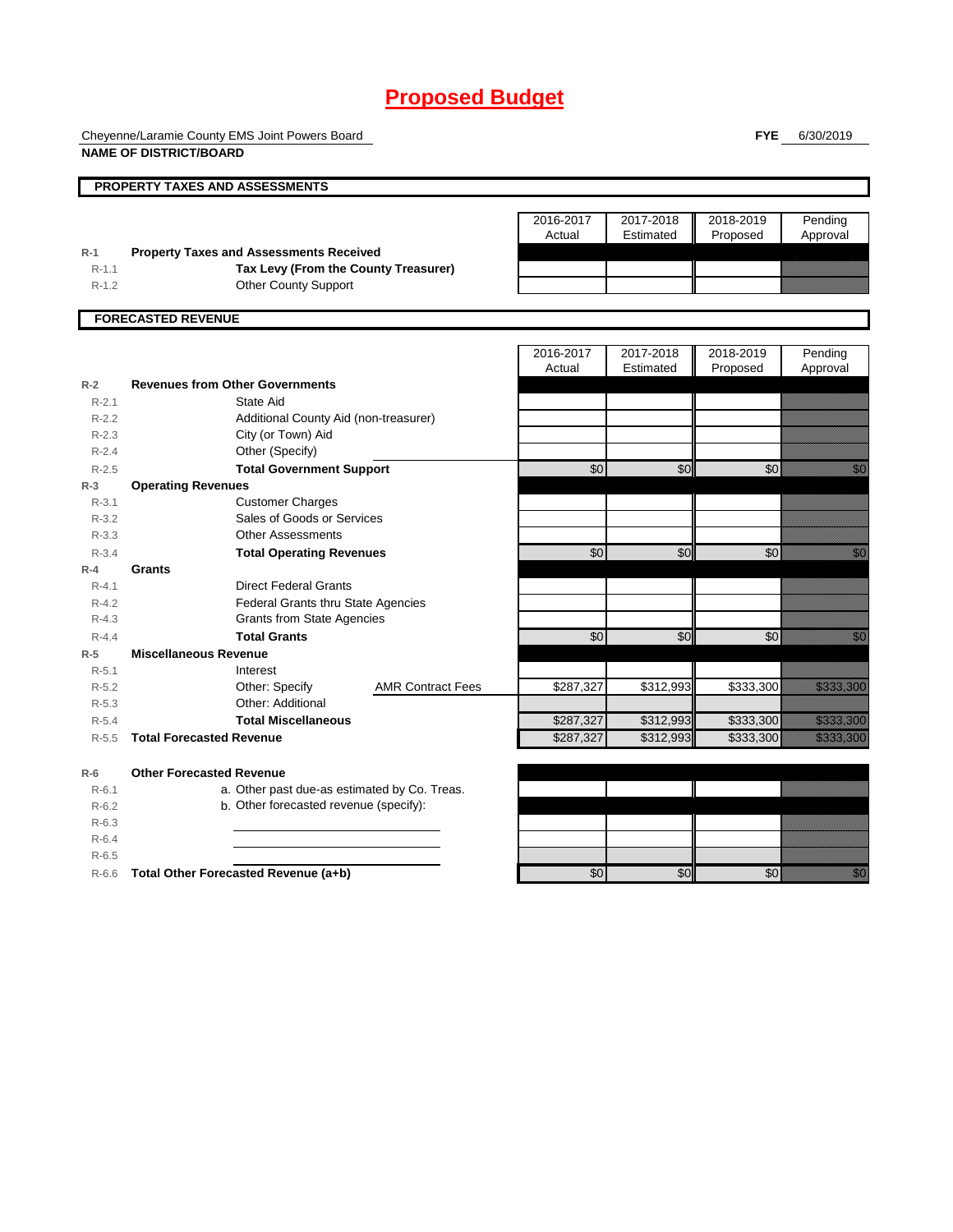# Proposed Budget

Cheyenne/Laramie County EMS Joint Powers Board
**NAME OF DISTRICT/BOARD**

**FYE** 6/30/2019

## PROPERTY TAXES AND ASSESSMENTS

| | | 2016-2017 Actual | 2017-2018 Estimated | 2018-2019 Proposed | Pending Approval |
|---|---|---|---|---|---|
| R-1 | **Property Taxes and Assessments Received** | | | | |
| R-1.1 | **Tax Levy (From the County Treasurer)** | | | | |
| R-1.2 | Other County Support | | | | |

## FORECASTED REVENUE

| | | 2016-2017 Actual | 2017-2018 Estimated | 2018-2019 Proposed | Pending Approval |
|---|---|---|---|---|---|
| R-2 | **Revenues from Other Governments** | | | | |
| R-2.1 | State Aid | | | | |
| R-2.2 | Additional County Aid (non-treasurer) | | | | |
| R-2.3 | City (or Town) Aid | | | | |
| R-2.4 | Other (Specify) | | | | |
| R-2.5 | **Total Government Support** | $0 | $0 | $0 | $0 |
| R-3 | **Operating Revenues** | | | | |
| R-3.1 | Customer Charges | | | | |
| R-3.2 | Sales of Goods or Services | | | | |
| R-3.3 | Other Assessments | | | | |
| R-3.4 | **Total Operating Revenues** | $0 | $0 | $0 | $0 |
| R-4 | **Grants** | | | | |
| R-4.1 | Direct Federal Grants | | | | |
| R-4.2 | Federal Grants thru State Agencies | | | | |
| R-4.3 | Grants from State Agencies | | | | |
| R-4.4 | **Total Grants** | $0 | $0 | $0 | $0 |
| R-5 | **Miscellaneous Revenue** | | | | |
| R-5.1 | Interest | | | | |
| R-5.2 | Other: Specify AMR Contract Fees | $287,327 | $312,993 | $333,300 | $333,300 |
| R-5.3 | Other: Additional | | | | |
| R-5.4 | **Total Miscellaneous** | $287,327 | $312,993 | $333,300 | $333,300 |
| R-5.5 | **Total Forecasted Revenue** | $287,327 | $312,993 | $333,300 | $333,300 |
| | | | | | |
| R-6 | **Other Forecasted Revenue** | | | | |
| R-6.1 | a. Other past due-as estimated by Co. Treas. | | | | |
| R-6.2 | b. Other forecasted revenue (specify): | | | | |
| R-6.3 | | | | | |
| R-6.4 | | | | | |
| R-6.5 | | | | | |
| R-6.6 | **Total Other Forecasted Revenue (a+b)** | $0 | $0 | $0 | $0 |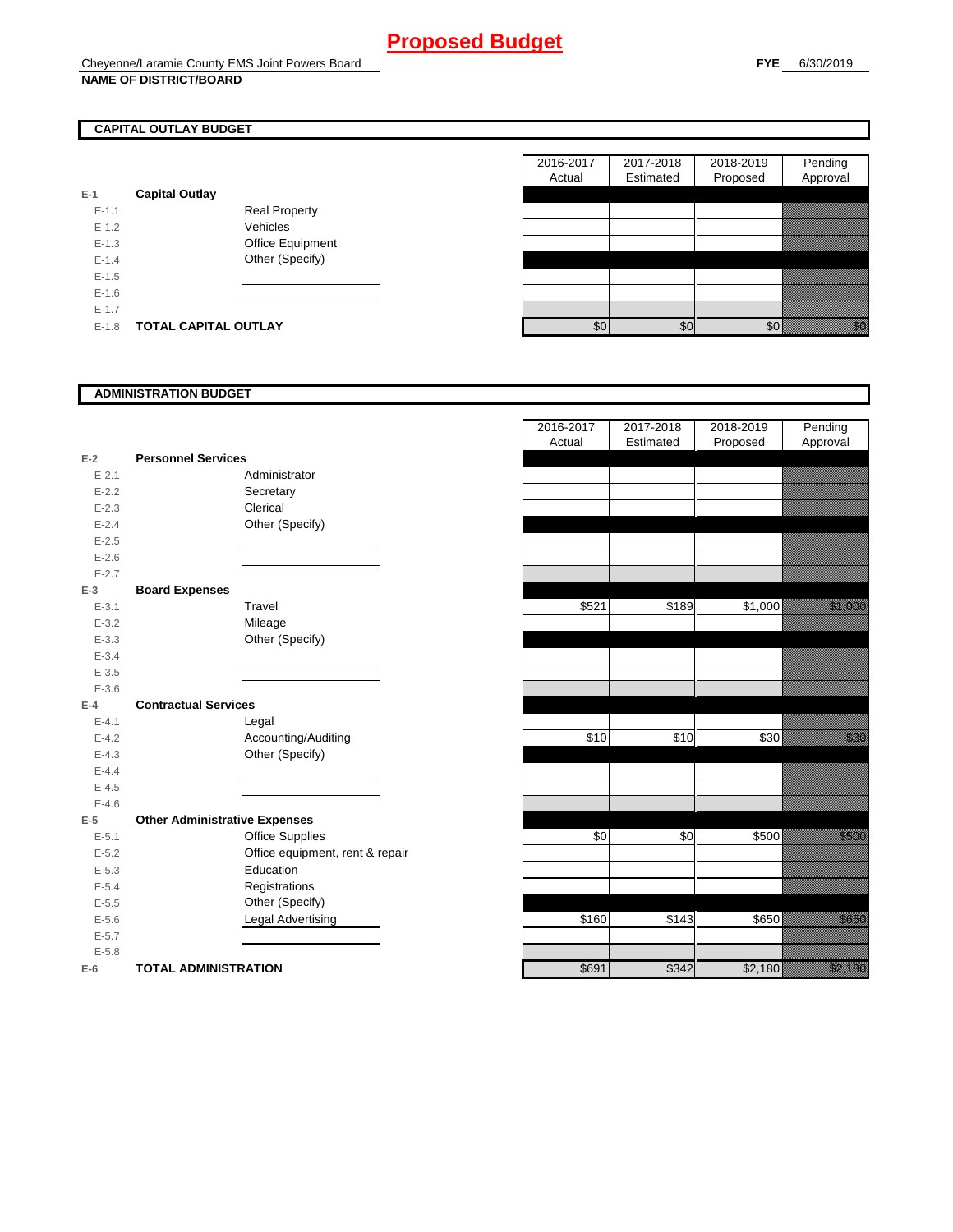# Proposed Budget

Cheyenne/Laramie County EMS Joint Powers Board
**NAME OF DISTRICT/BOARD**

**FYE** 6/30/2019

## CAPITAL OUTLAY BUDGET

| | | | 2016-2017 Actual | 2017-2018 Estimated | 2018-2019 Proposed | Pending Approval |
|---|---|---|---|---|---|---|
| E-1 | **Capital Outlay** | | | | | |
| E-1.1 | | Real Property | | | | |
| E-1.2 | | Vehicles | | | | |
| E-1.3 | | Office Equipment | | | | |
| E-1.4 | | Other (Specify) | | | | |
| E-1.5 | | | | | | |
| E-1.6 | | | | | | |
| E-1.7 | | | | | | |
| E-1.8 | **TOTAL CAPITAL OUTLAY** | | $0 | $0 | $0 | $0 |

## ADMINISTRATION BUDGET

| | | | 2016-2017 Actual | 2017-2018 Estimated | 2018-2019 Proposed | Pending Approval |
|---|---|---|---|---|---|---|
| E-2 | **Personnel Services** | | | | | |
| E-2.1 | | Administrator | | | | |
| E-2.2 | | Secretary | | | | |
| E-2.3 | | Clerical | | | | |
| E-2.4 | | Other (Specify) | | | | |
| E-2.5 | | | | | | |
| E-2.6 | | | | | | |
| E-2.7 | | | | | | |
| E-3 | **Board Expenses** | | | | | |
| E-3.1 | | Travel | $521 | $189 | $1,000 | $1,000 |
| E-3.2 | | Mileage | | | | |
| E-3.3 | | Other (Specify) | | | | |
| E-3.4 | | | | | | |
| E-3.5 | | | | | | |
| E-3.6 | | | | | | |
| E-4 | **Contractual Services** | | | | | |
| E-4.1 | | Legal | | | | |
| E-4.2 | | Accounting/Auditing | $10 | $10 | $30 | $30 |
| E-4.3 | | Other (Specify) | | | | |
| E-4.4 | | | | | | |
| E-4.5 | | | | | | |
| E-4.6 | | | | | | |
| E-5 | **Other Administrative Expenses** | | | | | |
| E-5.1 | | Office Supplies | $0 | $0 | $500 | $500 |
| E-5.2 | | Office equipment, rent & repair | | | | |
| E-5.3 | | Education | | | | |
| E-5.4 | | Registrations | | | | |
| E-5.5 | | Other (Specify) | | | | |
| E-5.6 | | Legal Advertising | $160 | $143 | $650 | $650 |
| E-5.7 | | | | | | |
| E-5.8 | | | | | | |
| E-6 | **TOTAL ADMINISTRATION** | | $691 | $342 | $2,180 | $2,180 |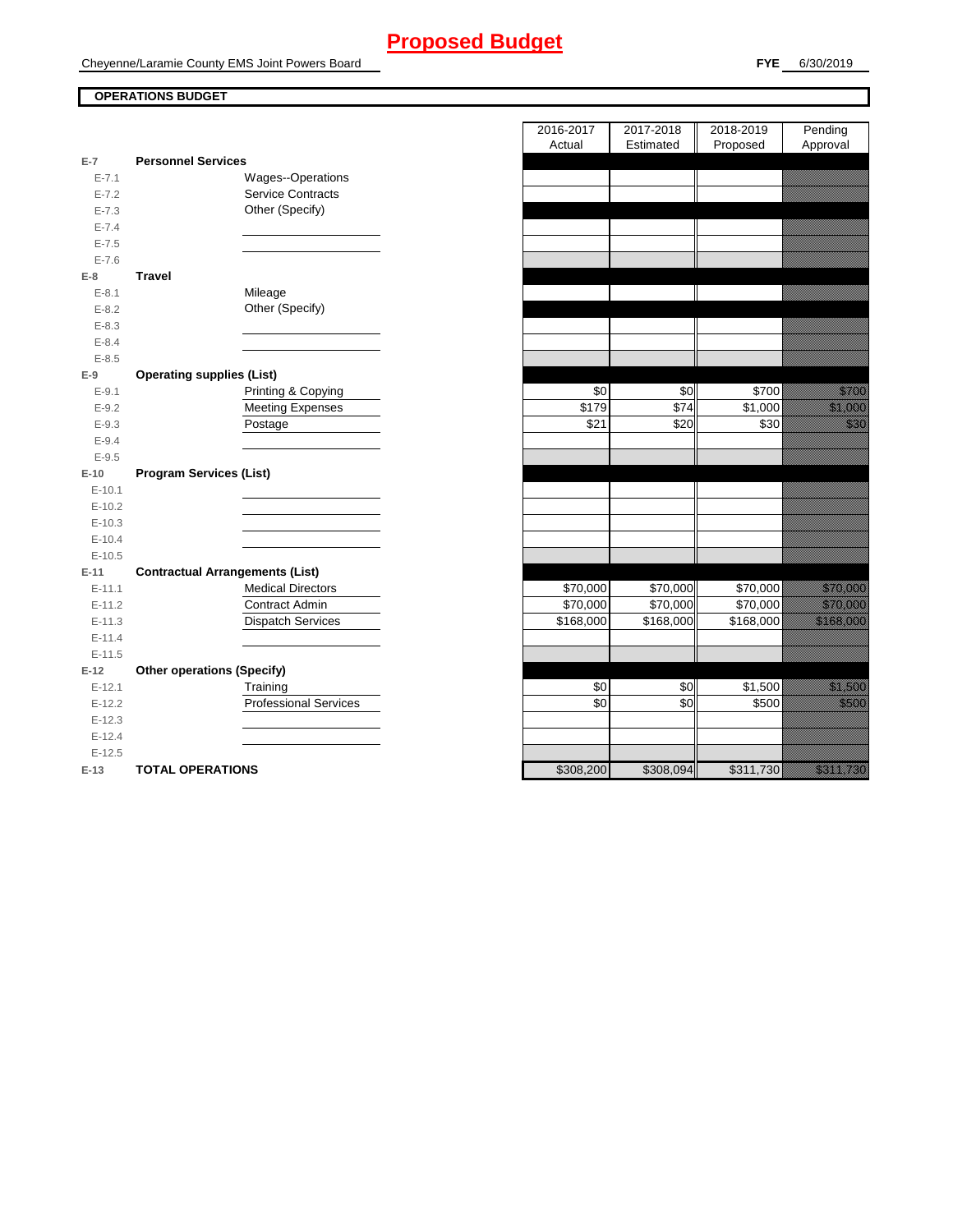# Proposed Budget

Cheyenne/Laramie County EMS Joint Powers Board

**FYE** 6/30/2019

**OPERATIONS BUDGET**

| | | | 2016-2017 Actual | 2017-2018 Estimated | 2018-2019 Proposed | Pending Approval |
|---|---|---|---|---|---|---|
| **E-7** | **Personnel Services** | | | | | |
| E-7.1 | | Wages--Operations | | | | |
| E-7.2 | | Service Contracts | | | | |
| E-7.3 | | Other (Specify) | | | | |
| E-7.4 | | | | | | |
| E-7.5 | | | | | | |
| E-7.6 | | | | | | |
| **E-8** | **Travel** | | | | | |
| E-8.1 | | Mileage | | | | |
| E-8.2 | | Other (Specify) | | | | |
| E-8.3 | | | | | | |
| E-8.4 | | | | | | |
| E-8.5 | | | | | | |
| **E-9** | **Operating supplies (List)** | | | | | |
| E-9.1 | | Printing & Copying | $0 | $0 | $700 | $700 |
| E-9.2 | | Meeting Expenses | $179 | $74 | $1,000 | $1,000 |
| E-9.3 | | Postage | $21 | $20 | $30 | $30 |
| E-9.4 | | | | | | |
| E-9.5 | | | | | | |
| **E-10** | **Program Services (List)** | | | | | |
| E-10.1 | | | | | | |
| E-10.2 | | | | | | |
| E-10.3 | | | | | | |
| E-10.4 | | | | | | |
| E-10.5 | | | | | | |
| **E-11** | **Contractual Arrangements (List)** | | | | | |
| E-11.1 | | Medical Directors | $70,000 | $70,000 | $70,000 | $70,000 |
| E-11.2 | | Contract Admin | $70,000 | $70,000 | $70,000 | $70,000 |
| E-11.3 | | Dispatch Services | $168,000 | $168,000 | $168,000 | $168,000 |
| E-11.4 | | | | | | |
| E-11.5 | | | | | | |
| **E-12** | **Other operations (Specify)** | | | | | |
| E-12.1 | | Training | $0 | $0 | $1,500 | $1,500 |
| E-12.2 | | Professional Services | $0 | $0 | $500 | $500 |
| E-12.3 | | | | | | |
| E-12.4 | | | | | | |
| E-12.5 | | | | | | |
| **E-13** | **TOTAL OPERATIONS** | | $308,200 | $308,094 | $311,730 | $311,730 |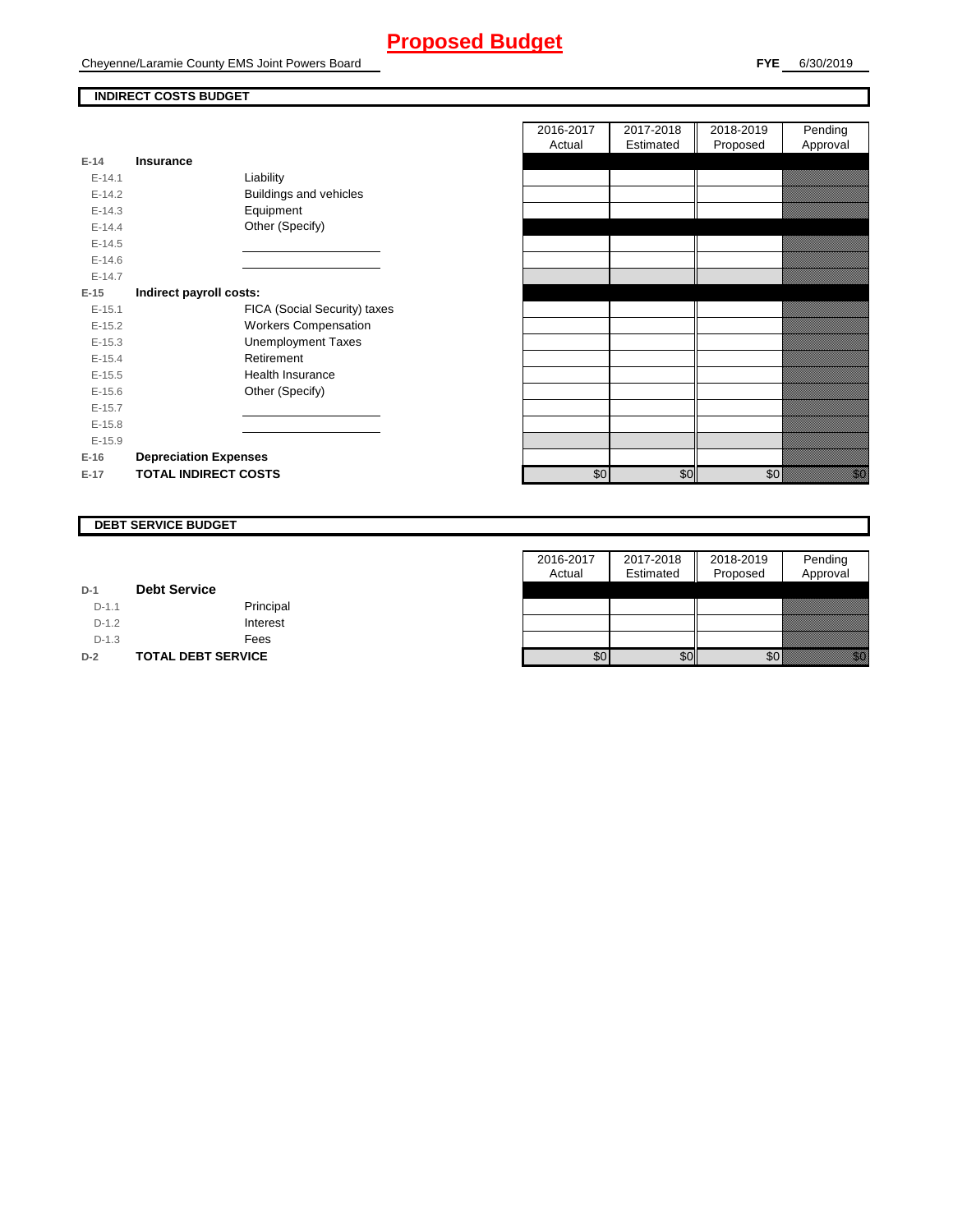# Proposed Budget

Cheyenne/Laramie County EMS Joint Powers Board

**FYE** 6/30/2019

## INDIRECT COSTS BUDGET

| | | | 2016-2017 Actual | 2017-2018 Estimated | 2018-2019 Proposed | Pending Approval |
|---|---|---|---|---|---|---|
| **E-14** | **Insurance** | | | | | |
| E-14.1 | | Liability | | | | |
| E-14.2 | | Buildings and vehicles | | | | |
| E-14.3 | | Equipment | | | | |
| E-14.4 | | Other (Specify) | | | | |
| E-14.5 | | | | | | |
| E-14.6 | | | | | | |
| E-14.7 | | | | | | |
| **E-15** | **Indirect payroll costs:** | | | | | |
| E-15.1 | | FICA (Social Security) taxes | | | | |
| E-15.2 | | Workers Compensation | | | | |
| E-15.3 | | Unemployment Taxes | | | | |
| E-15.4 | | Retirement | | | | |
| E-15.5 | | Health Insurance | | | | |
| E-15.6 | | Other (Specify) | | | | |
| E-15.7 | | | | | | |
| E-15.8 | | | | | | |
| E-15.9 | | | | | | |
| **E-16** | **Depreciation Expenses** | | | | | |
| **E-17** | **TOTAL INDIRECT COSTS** | | $0 | $0 | $0 | $0 |

## DEBT SERVICE BUDGET

| | | | 2016-2017 Actual | 2017-2018 Estimated | 2018-2019 Proposed | Pending Approval |
|---|---|---|---|---|---|---|
| **D-1** | **Debt Service** | | | | | |
| D-1.1 | | Principal | | | | |
| D-1.2 | | Interest | | | | |
| D-1.3 | | Fees | | | | |
| **D-2** | **TOTAL DEBT SERVICE** | | $0 | $0 | $0 | $0 |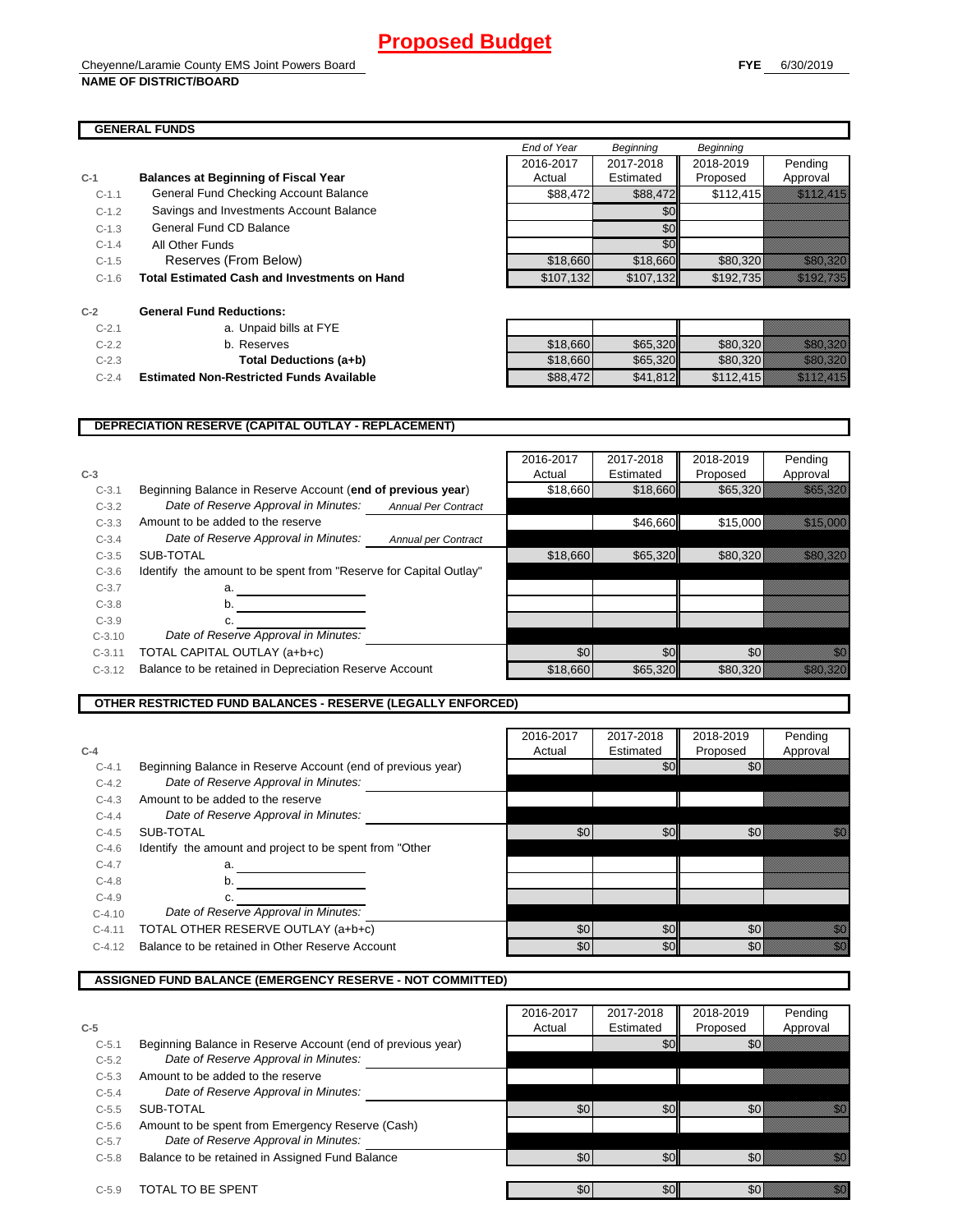# Proposed Budget

Cheyenne/Laramie County EMS Joint Powers Board

**NAME OF DISTRICT/BOARD**

**FYE** 6/30/2019

## GENERAL FUNDS

| | | *End of Year* 2016-2017 Actual | *Beginning* 2017-2018 Estimated | *Beginning* 2018-2019 Proposed | Pending Approval |
|---|---|---|---|---|---|
| **C-1** | **Balances at Beginning of Fiscal Year** | | | | |
| C-1.1 | General Fund Checking Account Balance | $88,472 | $88,472 | $112,415 | $112,415 |
| C-1.2 | Savings and Investments Account Balance | | $0 | | |
| C-1.3 | General Fund CD Balance | | $0 | | |
| C-1.4 | All Other Funds | | $0 | | |
| C-1.5 | Reserves (From Below) | $18,660 | $18,660 | $80,320 | $80,320 |
| C-1.6 | **Total Estimated Cash and Investments on Hand** | $107,132 | $107,132 | $192,735 | $192,735 |
| **C-2** | **General Fund Reductions:** | | | | |
| C-2.1 | a. Unpaid bills at FYE | | | | |
| C-2.2 | b. Reserves | $18,660 | $65,320 | $80,320 | $80,320 |
| C-2.3 | **Total Deductions (a+b)** | $18,660 | $65,320 | $80,320 | $80,320 |
| C-2.4 | **Estimated Non-Restricted Funds Available** | $88,472 | $41,812 | $112,415 | $112,415 |

## DEPRECIATION RESERVE (CAPITAL OUTLAY - REPLACEMENT)

| **C-3** | | 2016-2017 Actual | 2017-2018 Estimated | 2018-2019 Proposed | Pending Approval |
|---|---|---|---|---|---|
| C-3.1 | Beginning Balance in Reserve Account (**end of previous year**) | $18,660 | $18,660 | $65,320 | $65,320 |
| C-3.2 | *Date of Reserve Approval in Minutes:* *Annual Per Contract* | | | | |
| C-3.3 | Amount to be added to the reserve | | $46,660 | $15,000 | $15,000 |
| C-3.4 | *Date of Reserve Approval in Minutes:* *Annual per Contract* | | | | |
| C-3.5 | SUB-TOTAL | $18,660 | $65,320 | $80,320 | $80,320 |
| C-3.6 | Identify the amount to be spent from "Reserve for Capital Outlay" | | | | |
| C-3.7 | a. | | | | |
| C-3.8 | b. | | | | |
| C-3.9 | c. | | | | |
| C-3.10 | *Date of Reserve Approval in Minutes:* | | | | |
| C-3.11 | TOTAL CAPITAL OUTLAY (a+b+c) | $0 | $0 | $0 | $0 |
| C-3.12 | Balance to be retained in Depreciation Reserve Account | $18,660 | $65,320 | $80,320 | $80,320 |

## OTHER RESTRICTED FUND BALANCES - RESERVE (LEGALLY ENFORCED)

| **C-4** | | 2016-2017 Actual | 2017-2018 Estimated | 2018-2019 Proposed | Pending Approval |
|---|---|---|---|---|---|
| C-4.1 | Beginning Balance in Reserve Account (end of previous year) | | $0 | $0 | |
| C-4.2 | *Date of Reserve Approval in Minutes:* | | | | |
| C-4.3 | Amount to be added to the reserve | | | | |
| C-4.4 | *Date of Reserve Approval in Minutes:* | | | | |
| C-4.5 | SUB-TOTAL | $0 | $0 | $0 | $0 |
| C-4.6 | Identify the amount and project to be spent from "Other | | | | |
| C-4.7 | a. | | | | |
| C-4.8 | b. | | | | |
| C-4.9 | c. | | | | |
| C-4.10 | *Date of Reserve Approval in Minutes:* | | | | |
| C-4.11 | TOTAL OTHER RESERVE OUTLAY (a+b+c) | $0 | $0 | $0 | $0 |
| C-4.12 | Balance to be retained in Other Reserve Account | $0 | $0 | $0 | $0 |

## ASSIGNED FUND BALANCE (EMERGENCY RESERVE - NOT COMMITTED)

| **C-5** | | 2016-2017 Actual | 2017-2018 Estimated | 2018-2019 Proposed | Pending Approval |
|---|---|---|---|---|---|
| C-5.1 | Beginning Balance in Reserve Account (end of previous year) | | $0 | $0 | |
| C-5.2 | *Date of Reserve Approval in Minutes:* | | | | |
| C-5.3 | Amount to be added to the reserve | | | | |
| C-5.4 | *Date of Reserve Approval in Minutes:* | | | | |
| C-5.5 | SUB-TOTAL | $0 | $0 | $0 | $0 |
| C-5.6 | Amount to be spent from Emergency Reserve (Cash) | | | | |
| C-5.7 | *Date of Reserve Approval in Minutes:* | | | | |
| C-5.8 | Balance to be retained in Assigned Fund Balance | $0 | $0 | $0 | $0 |
| C-5.9 | TOTAL TO BE SPENT | $0 | $0 | $0 | $0 |